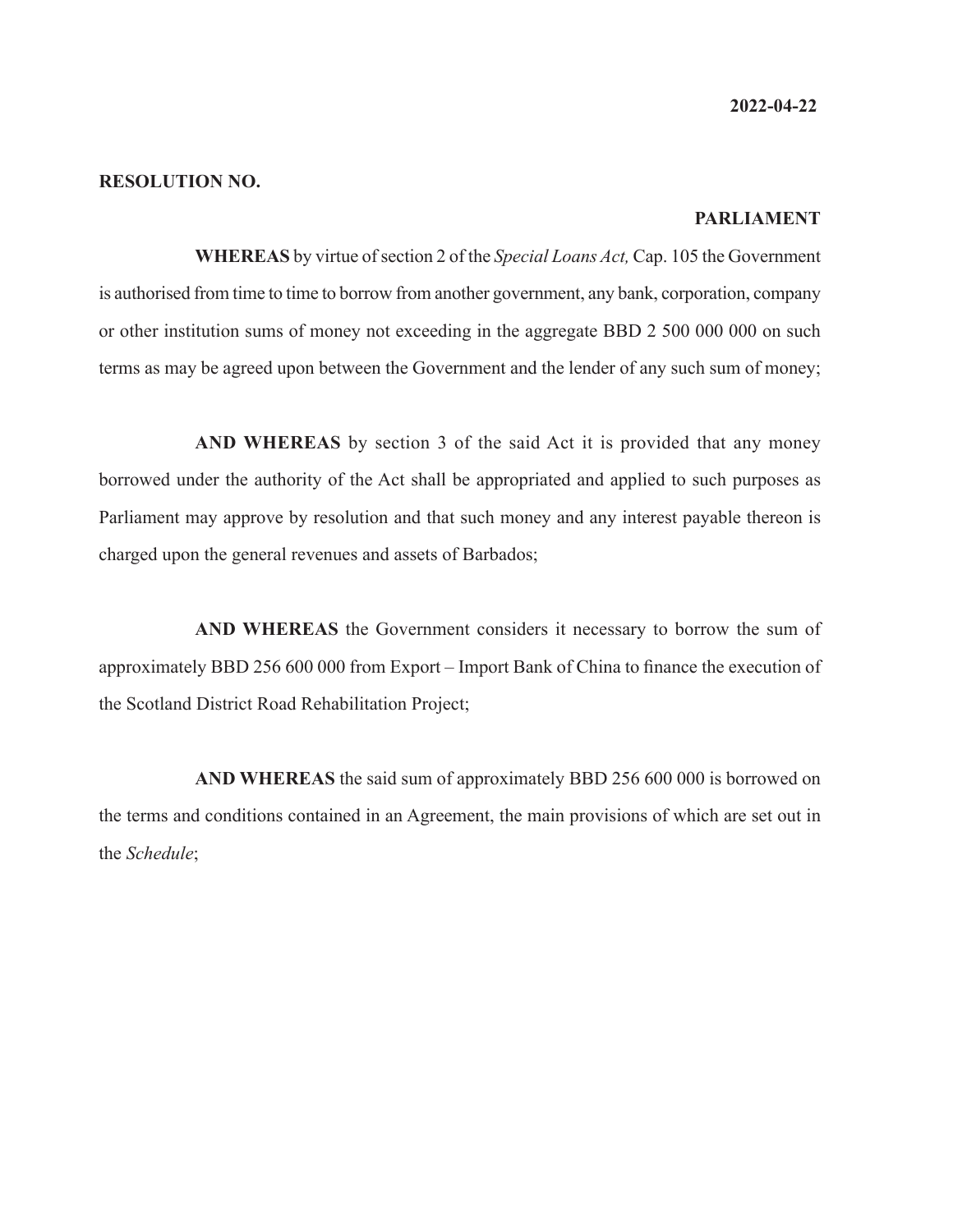**2022-04-22**

**RESOLUTION NO.**

**PARLIAMENT**

**WHEREAS** by virtue of section 2 of the *Special Loans Act,* Cap. 105 the Government is authorised from time to time to borrow from another government, any bank, corporation, company or other institution sums of money not exceeding in the aggregate BBD 2 500 000 000 on such terms as may be agreed upon between the Government and the lender of any such sum of money;

**AND WHEREAS** by section 3 of the said Act it is provided that any money borrowed under the authority of the Act shall be appropriated and applied to such purposes as Parliament may approve by resolution and that such money and any interest payable thereon is charged upon the general revenues and assets of Barbados;

**AND WHEREAS** the Government considers it necessary to borrow the sum of approximately BBD 256 600 000 from Export – Import Bank of China to finance the execution of the Scotland District Road Rehabilitation Project;

**AND WHEREAS** the said sum of approximately BBD 256 600 000 is borrowed on the terms and conditions contained in an Agreement, the main provisions of which are set out in the *Schedule*;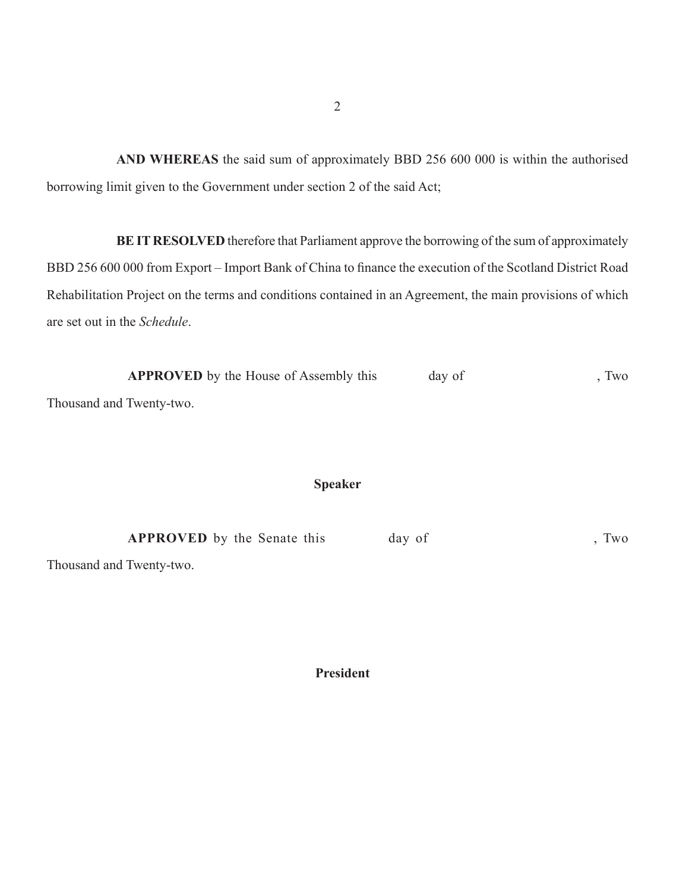**AND WHEREAS** the said sum of approximately BBD 256 600 000 is within the authorised borrowing limit given to the Government under section 2 of the said Act;

**BE IT RESOLVED** therefore that Parliament approve the borrowing of the sum of approximately BBD 256 600 000 from Export – Import Bank of China to finance the execution of the Scotland District Road Rehabilitation Project on the terms and conditions contained in an Agreement, the main provisions of which are set out in the *Schedule*.

**APPROVED** by the House of Assembly this day of , Two Thousand and Twenty-two.

**Speaker**

**APPROVED** by the Senate this day of , Two Thousand and Twenty-two.

**President**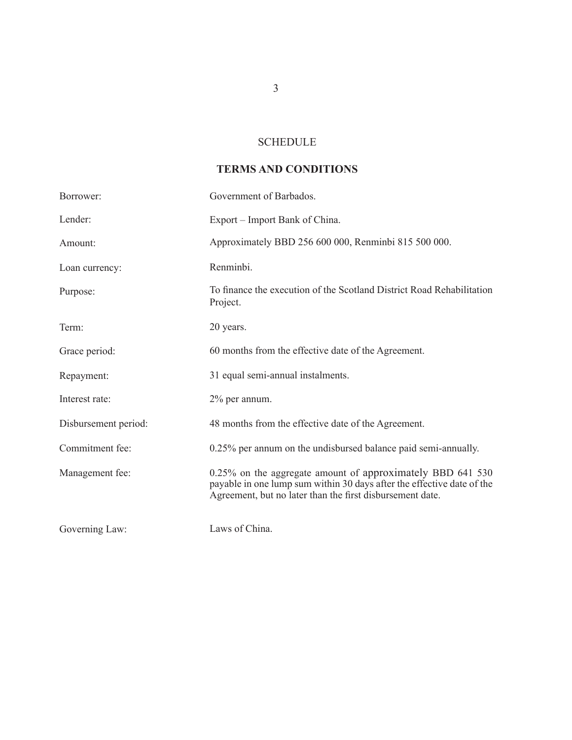## SCHEDULE

### TERMS AND CONDITIONS

| | |
|---|---|
| Borrower: | Government of Barbados. |
| Lender: | Export – Import Bank of China. |
| Amount: | Approximately BBD 256 600 000, Renminbi 815 500 000. |
| Loan currency: | Renminbi. |
| Purpose: | To finance the execution of the Scotland District Road Rehabilitation Project. |
| Term: | 20 years. |
| Grace period: | 60 months from the effective date of the Agreement. |
| Repayment: | 31 equal semi-annual instalments. |
| Interest rate: | 2% per annum. |
| Disbursement period: | 48 months from the effective date of the Agreement. |
| Commitment fee: | 0.25% per annum on the undisbursed balance paid semi-annually. |
| Management fee: | 0.25% on the aggregate amount of approximately BBD 641 530 payable in one lump sum within 30 days after the effective date of the Agreement, but no later than the first disbursement date. |
| Governing Law: | Laws of China. |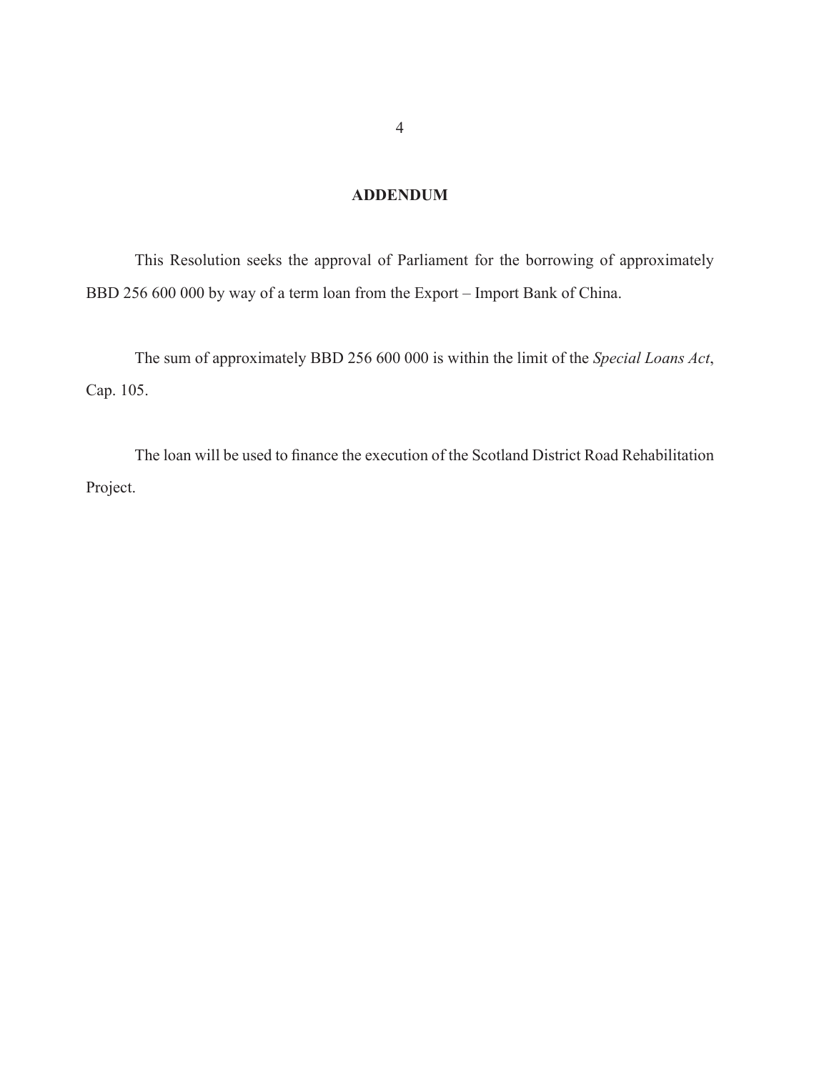## ADDENDUM

This Resolution seeks the approval of Parliament for the borrowing of approximately BBD 256 600 000 by way of a term loan from the Export – Import Bank of China.

The sum of approximately BBD 256 600 000 is within the limit of the *Special Loans Act*, Cap. 105.

The loan will be used to finance the execution of the Scotland District Road Rehabilitation Project.